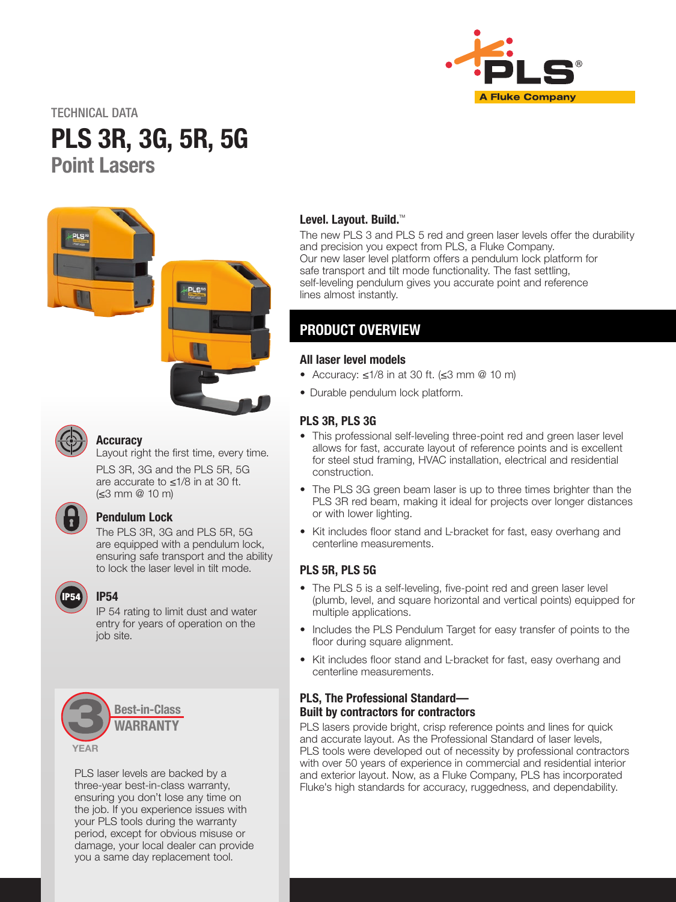TECHNICAL DATA

# PLS 3R, 3G, 5R, 5G

## Point Lasers

### Accuracy

Layout right the first time, every time.

PLS 3R, 3G and the PLS 5R, 5G are accurate to ≤1/8 in at 30 ft. (≤3 mm @ 10 m)

### Pendulum Lock

The PLS 3R, 3G and PLS 5R, 5G are equipped with a pendulum lock, ensuring safe transport and the ability to lock the laser level in tilt mode.

### IP54

IP 54 rating to limit dust and water entry for years of operation on the job site.

### 3 YEAR Best-in-Class WARRANTY

PLS laser levels are backed by a three-year best-in-class warranty, ensuring you don't lose any time on the job. If you experience issues with your PLS tools during the warranty period, except for obvious misuse or damage, your local dealer can provide you a same day replacement tool.

### Level. Layout. Build.™

The new PLS 3 and PLS 5 red and green laser levels offer the durability and precision you expect from PLS, a Fluke Company. Our new laser level platform offers a pendulum lock platform for safe transport and tilt mode functionality. The fast settling, self-leveling pendulum gives you accurate point and reference lines almost instantly.

## PRODUCT OVERVIEW

### All laser level models

- Accuracy: ≤1/8 in at 30 ft. (≤3 mm @ 10 m)
- Durable pendulum lock platform.

### PLS 3R, PLS 3G

- This professional self-leveling three-point red and green laser level allows for fast, accurate layout of reference points and is excellent for steel stud framing, HVAC installation, electrical and residential construction.
- The PLS 3G green beam laser is up to three times brighter than the PLS 3R red beam, making it ideal for projects over longer distances or with lower lighting.
- Kit includes floor stand and L-bracket for fast, easy overhang and centerline measurements.

### PLS 5R, PLS 5G

- The PLS 5 is a self-leveling, five-point red and green laser level (plumb, level, and square horizontal and vertical points) equipped for multiple applications.
- Includes the PLS Pendulum Target for easy transfer of points to the floor during square alignment.
- Kit includes floor stand and L-bracket for fast, easy overhang and centerline measurements.

### PLS, The Professional Standard— Built by contractors for contractors

PLS lasers provide bright, crisp reference points and lines for quick and accurate layout. As the Professional Standard of laser levels, PLS tools were developed out of necessity by professional contractors with over 50 years of experience in commercial and residential interior and exterior layout. Now, as a Fluke Company, PLS has incorporated Fluke's high standards for accuracy, ruggedness, and dependability.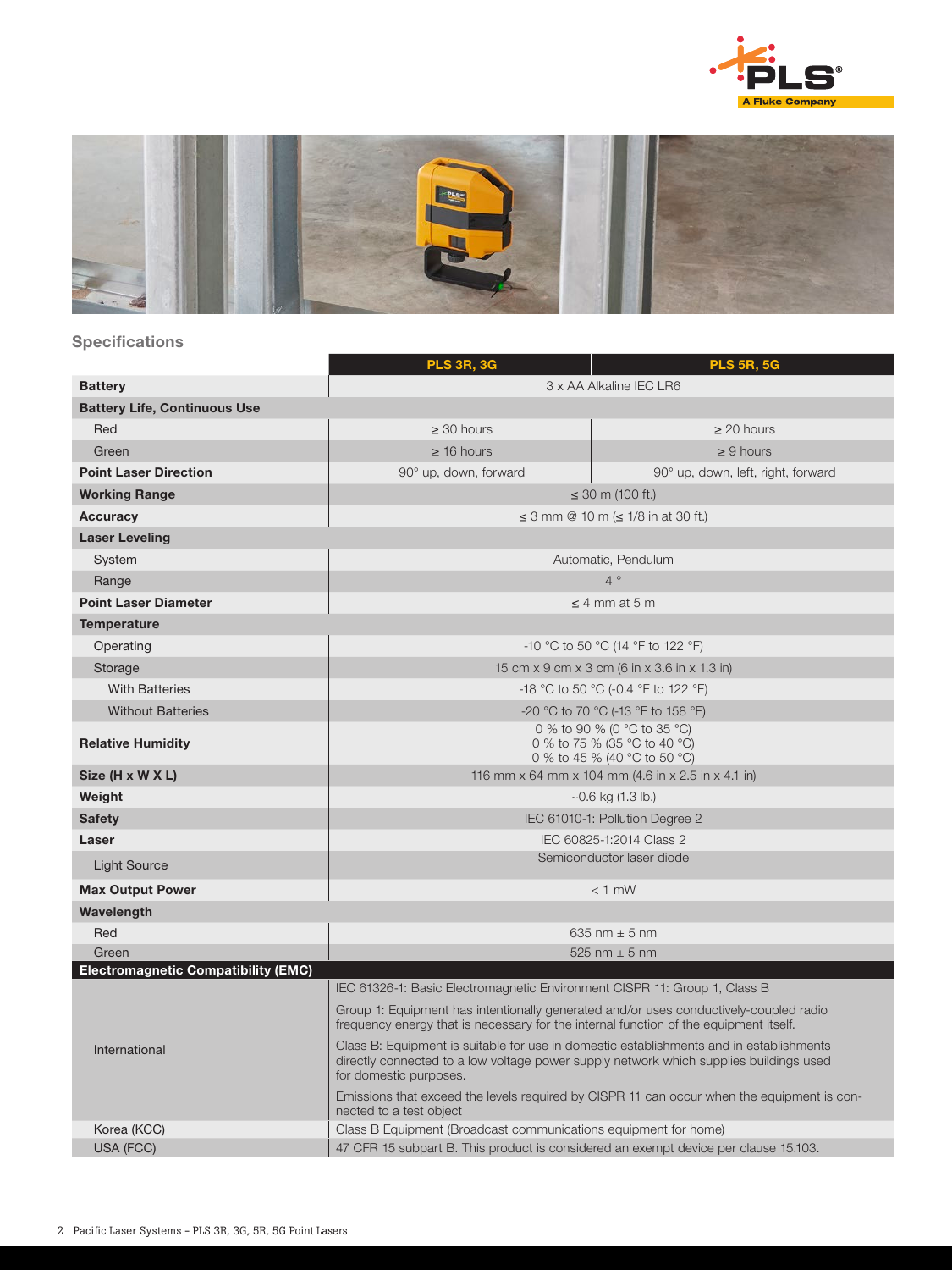## Specifications

| | PLS 3R, 3G | PLS 5R, 5G |
|---|---|---|
| **Battery** | 3 x AA Alkaline IEC LR6 | |
| **Battery Life, Continuous Use** | | |
| Red | ≥ 30 hours | ≥ 20 hours |
| Green | ≥ 16 hours | ≥ 9 hours |
| **Point Laser Direction** | 90° up, down, forward | 90° up, down, left, right, forward |
| **Working Range** | ≤ 30 m (100 ft.) | |
| **Accuracy** | ≤ 3 mm @ 10 m (≤ 1/8 in at 30 ft.) | |
| **Laser Leveling** | | |
| System | Automatic, Pendulum | |
| Range | 4 ° | |
| **Point Laser Diameter** | ≤ 4 mm at 5 m | |
| **Temperature** | | |
| Operating | -10 °C to 50 °C (14 °F to 122 °F) | |
| Storage | 15 cm x 9 cm x 3 cm (6 in x 3.6 in x 1.3 in) | |
| With Batteries | -18 °C to 50 °C (-0.4 °F to 122 °F) | |
| Without Batteries | -20 °C to 70 °C (-13 °F to 158 °F) | |
| **Relative Humidity** | 0 % to 90 % (0 °C to 35 °C)<br>0 % to 75 % (35 °C to 40 °C)<br>0 % to 45 % (40 °C to 50 °C) | |
| **Size (H x W X L)** | 116 mm x 64 mm x 104 mm (4.6 in x 2.5 in x 4.1 in) | |
| **Weight** | ~0.6 kg (1.3 lb.) | |
| **Safety** | IEC 61010-1: Pollution Degree 2 | |
| **Laser** | IEC 60825-1:2014 Class 2 | |
| Light Source | Semiconductor laser diode | |
| **Max Output Power** | < 1 mW | |
| **Wavelength** | | |
| Red | 635 nm ± 5 nm | |
| Green | 525 nm ± 5 nm | |
| **Electromagnetic Compatibility (EMC)** | | |
| International | IEC 61326-1: Basic Electromagnetic Environment CISPR 11: Group 1, Class B<br>Group 1: Equipment has intentionally generated and/or uses conductively-coupled radio frequency energy that is necessary for the internal function of the equipment itself.<br>Class B: Equipment is suitable for use in domestic establishments and in establishments directly connected to a low voltage power supply network which supplies buildings used for domestic purposes.<br>Emissions that exceed the levels required by CISPR 11 can occur when the equipment is connected to a test object | |
| Korea (KCC) | Class B Equipment (Broadcast communications equipment for home) | |
| USA (FCC) | 47 CFR 15 subpart B. This product is considered an exempt device per clause 15.103. | |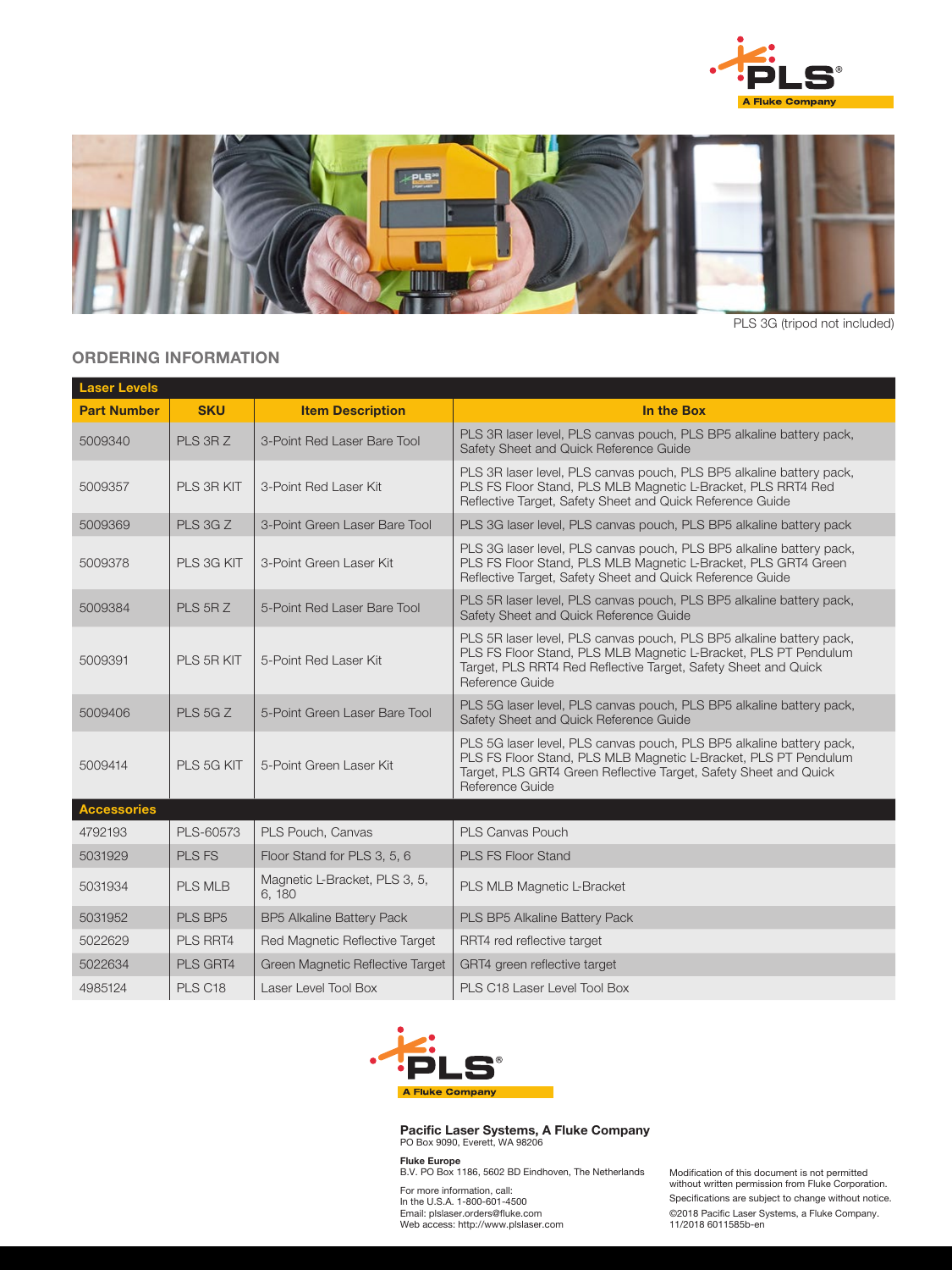PLS 3G (tripod not included)

## ORDERING INFORMATION

| Part Number | SKU | Item Description | In the Box |
|---|---|---|---|
| **Laser Levels** | | | |
| 5009340 | PLS 3R Z | 3-Point Red Laser Bare Tool | PLS 3R laser level, PLS canvas pouch, PLS BP5 alkaline battery pack, Safety Sheet and Quick Reference Guide |
| 5009357 | PLS 3R KIT | 3-Point Red Laser Kit | PLS 3R laser level, PLS canvas pouch, PLS BP5 alkaline battery pack, PLS FS Floor Stand, PLS MLB Magnetic L-Bracket, PLS RRT4 Red Reflective Target, Safety Sheet and Quick Reference Guide |
| 5009369 | PLS 3G Z | 3-Point Green Laser Bare Tool | PLS 3G laser level, PLS canvas pouch, PLS BP5 alkaline battery pack |
| 5009378 | PLS 3G KIT | 3-Point Green Laser Kit | PLS 3G laser level, PLS canvas pouch, PLS BP5 alkaline battery pack, PLS FS Floor Stand, PLS MLB Magnetic L-Bracket, PLS GRT4 Green Reflective Target, Safety Sheet and Quick Reference Guide |
| 5009384 | PLS 5R Z | 5-Point Red Laser Bare Tool | PLS 5R laser level, PLS canvas pouch, PLS BP5 alkaline battery pack, Safety Sheet and Quick Reference Guide |
| 5009391 | PLS 5R KIT | 5-Point Red Laser Kit | PLS 5R laser level, PLS canvas pouch, PLS BP5 alkaline battery pack, PLS FS Floor Stand, PLS MLB Magnetic L-Bracket, PLS PT Pendulum Target, PLS RRT4 Red Reflective Target, Safety Sheet and Quick Reference Guide |
| 5009406 | PLS 5G Z | 5-Point Green Laser Bare Tool | PLS 5G laser level, PLS canvas pouch, PLS BP5 alkaline battery pack, Safety Sheet and Quick Reference Guide |
| 5009414 | PLS 5G KIT | 5-Point Green Laser Kit | PLS 5G laser level, PLS canvas pouch, PLS BP5 alkaline battery pack, PLS FS Floor Stand, PLS MLB Magnetic L-Bracket, PLS PT Pendulum Target, PLS GRT4 Green Reflective Target, Safety Sheet and Quick Reference Guide |
| **Accessories** | | | |
| 4792193 | PLS-60573 | PLS Pouch, Canvas | PLS Canvas Pouch |
| 5031929 | PLS FS | Floor Stand for PLS 3, 5, 6 | PLS FS Floor Stand |
| 5031934 | PLS MLB | Magnetic L-Bracket, PLS 3, 5, 6, 180 | PLS MLB Magnetic L-Bracket |
| 5031952 | PLS BP5 | BP5 Alkaline Battery Pack | PLS BP5 Alkaline Battery Pack |
| 5022629 | PLS RRT4 | Red Magnetic Reflective Target | RRT4 red reflective target |
| 5022634 | PLS GRT4 | Green Magnetic Reflective Target | GRT4 green reflective target |
| 4985124 | PLS C18 | Laser Level Tool Box | PLS C18 Laser Level Tool Box |

**Pacific Laser Systems, A Fluke Company**
PO Box 9090, Everett, WA 98206

**Fluke Europe**
B.V. PO Box 1186, 5602 BD Eindhoven, The Netherlands

For more information, call:
In the U.S.A. 1-800-601-4500
Email: plslaser.orders@fluke.com
Web access: http://www.plslaser.com

Modification of this document is not permitted without written permission from Fluke Corporation.

Specifications are subject to change without notice.

©2018 Pacific Laser Systems, a Fluke Company.
11/2018 6011585b-en